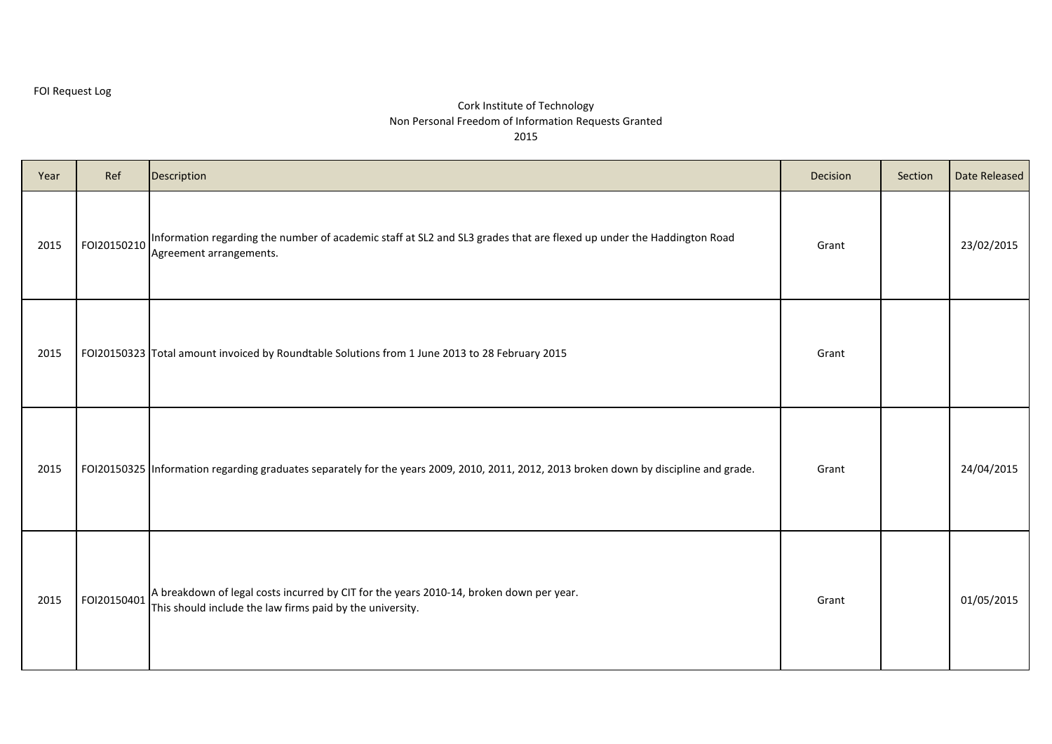FOI Request Log

Cork Institute of Technology
Non Personal Freedom of Information Requests Granted
2015

| Year | Ref | Description | Decision | Section | Date Released |
| --- | --- | --- | --- | --- | --- |
| 2015 | FOI20150210 | Information regarding the number of academic staff at SL2 and SL3 grades that are flexed up under the Haddington Road Agreement arrangements. | Grant | | 23/02/2015 |
| 2015 | FOI20150323 | Total amount invoiced by Roundtable Solutions from 1 June 2013 to 28 February 2015 | Grant | | |
| 2015 | FOI20150325 | Information regarding graduates separately for the years 2009, 2010, 2011, 2012, 2013 broken down by discipline and grade. | Grant | | 24/04/2015 |
| 2015 | FOI20150401 | A breakdown of legal costs incurred by CIT for the years 2010-14, broken down per year.<br>This should include the law firms paid by the university. | Grant | | 01/05/2015 |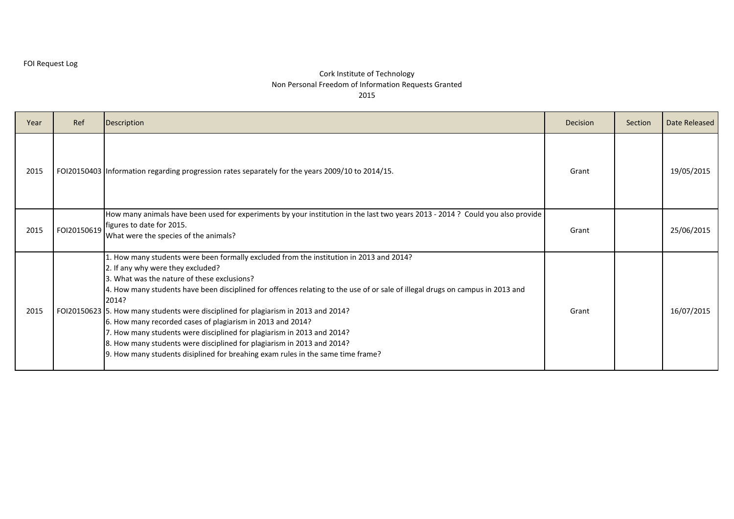FOI Request Log

Cork Institute of Technology
Non Personal Freedom of Information Requests Granted
2015

| Year | Ref | Description | Decision | Section | Date Released |
| --- | --- | --- | --- | --- | --- |
| 2015 | FOI20150403 | Information regarding progression rates separately for the years 2009/10 to 2014/15. | Grant | | 19/05/2015 |
| 2015 | FOI20150619 | How many animals have been used for experiments by your institution in the last two years 2013 - 2014 ? Could you also provide figures to date for 2015.<br>What were the species of the animals? | Grant | | 25/06/2015 |
| 2015 | FOI20150623 | 1. How many students were been formally excluded from the institution in 2013 and 2014?<br>2. If any why were they excluded?<br>3. What was the nature of these exclusions?<br>4. How many students have been disciplined for offences relating to the use of or sale of illegal drugs on campus in 2013 and 2014?<br>5. How many students were disciplined for plagiarism in 2013 and 2014?<br>6. How many recorded cases of plagiarism in 2013 and 2014?<br>7. How many students were disciplined for plagiarism in 2013 and 2014?<br>8. How many students were disciplined for plagiarism in 2013 and 2014?<br>9. How many students disiplined for breahing exam rules in the same time frame? | Grant | | 16/07/2015 |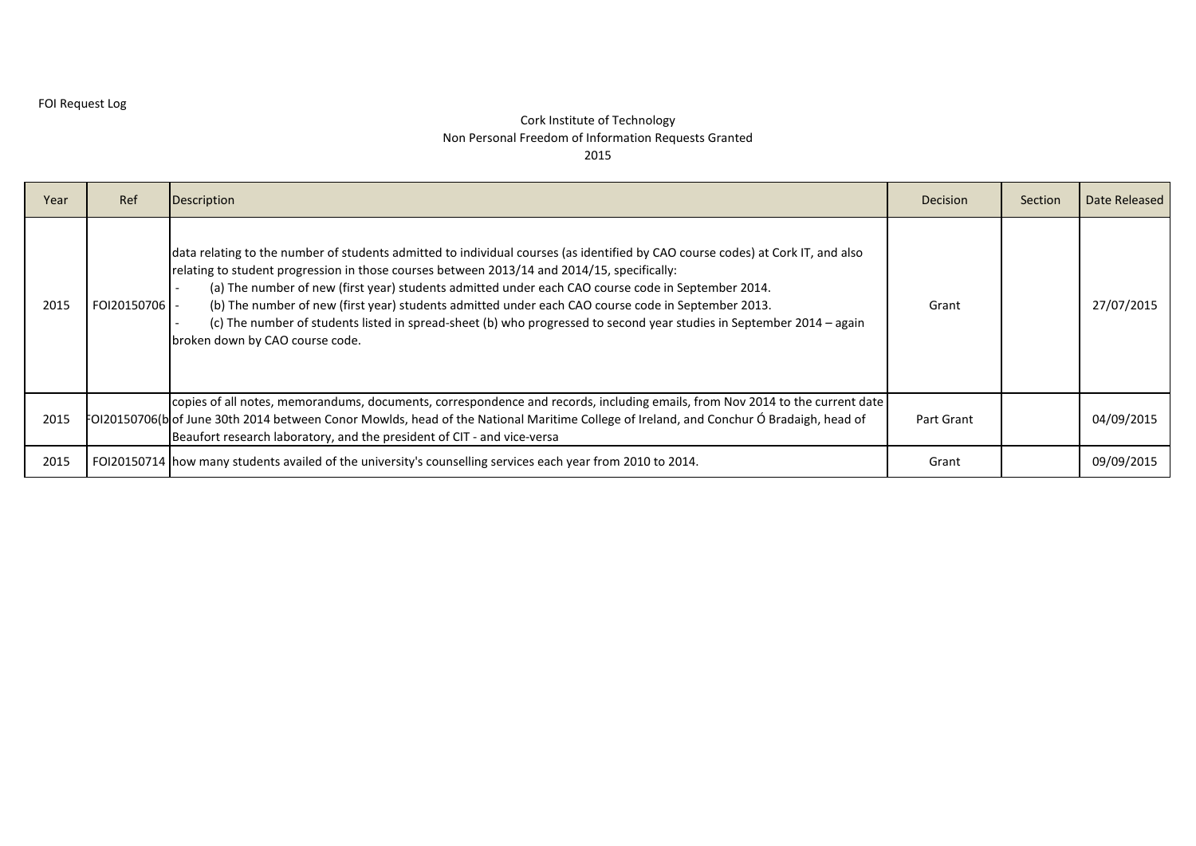FOI Request Log

Cork Institute of Technology
Non Personal Freedom of Information Requests Granted
2015

| Year | Ref | Description | Decision | Section | Date Released |
|---|---|---|---|---|---|
| 2015 | FOI20150706 | data relating to the number of students admitted to individual courses (as identified by CAO course codes) at Cork IT, and also relating to student progression in those courses between 2013/14 and 2014/15, specifically:<br>- (a) The number of new (first year) students admitted under each CAO course code in September 2014.<br>- (b) The number of new (first year) students admitted under each CAO course code in September 2013.<br>- (c) The number of students listed in spread-sheet (b) who progressed to second year studies in September 2014 – again broken down by CAO course code. | Grant | | 27/07/2015 |
| 2015 | FOI20150706(b | copies of all notes, memorandums, documents, correspondence and records, including emails, from Nov 2014 to the current date of June 30th 2014 between Conor Mowlds, head of the National Maritime College of Ireland, and Conchur Ó Bradaigh, head of Beaufort research laboratory, and the president of CIT - and vice-versa | Part Grant | | 04/09/2015 |
| 2015 | FOI20150714 | how many students availed of the university's counselling services each year from 2010 to 2014. | Grant | | 09/09/2015 |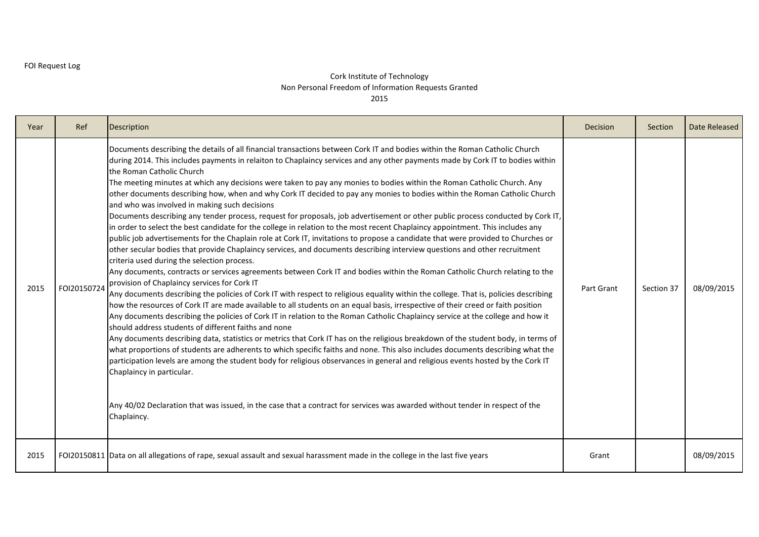FOI Request Log

Cork Institute of Technology
Non Personal Freedom of Information Requests Granted
2015

| Year | Ref | Description | Decision | Section | Date Released |
|---|---|---|---|---|---|
| 2015 | FOI20150724 | Documents describing the details of all financial transactions between Cork IT and bodies within the Roman Catholic Church during 2014. This includes payments in relaiton to Chaplaincy services and any other payments made by Cork IT to bodies within the Roman Catholic Church<br>The meeting minutes at which any decisions were taken to pay any monies to bodies within the Roman Catholic Church. Any other documents describing how, when and why Cork IT decided to pay any monies to bodies within the Roman Catholic Church and who was involved in making such decisions<br>Documents describing any tender process, request for proposals, job advertisement or other public process conducted by Cork IT, in order to select the best candidate for the college in relation to the most recent Chaplaincy appointment. This includes any public job advertisements for the Chaplain role at Cork IT, invitations to propose a candidate that were provided to Churches or other secular bodies that provide Chaplaincy services, and documents describing interview questions and other recruitment criteria used during the selection process.<br>Any documents, contracts or services agreements between Cork IT and bodies within the Roman Catholic Church relating to the provision of Chaplaincy services for Cork IT<br>Any documents describing the policies of Cork IT with respect to religious equality within the college. That is, policies describing how the resources of Cork IT are made available to all students on an equal basis, irrespective of their creed or faith position<br>Any documents describing the policies of Cork IT in relation to the Roman Catholic Chaplaincy service at the college and how it should address students of different faiths and none<br>Any documents describing data, statistics or metrics that Cork IT has on the religious breakdown of the student body, in terms of what proportions of students are adherents to which specific faiths and none. This also includes documents describing what the participation levels are among the student body for religious observances in general and religious events hosted by the Cork IT Chaplaincy in particular.<br><br>Any 40/02 Declaration that was issued, in the case that a contract for services was awarded without tender in respect of the Chaplaincy. | Part Grant | Section 37 | 08/09/2015 |
| 2015 | FOI20150811 | Data on all allegations of rape, sexual assault and sexual harassment made in the college in the last five years | Grant | | 08/09/2015 |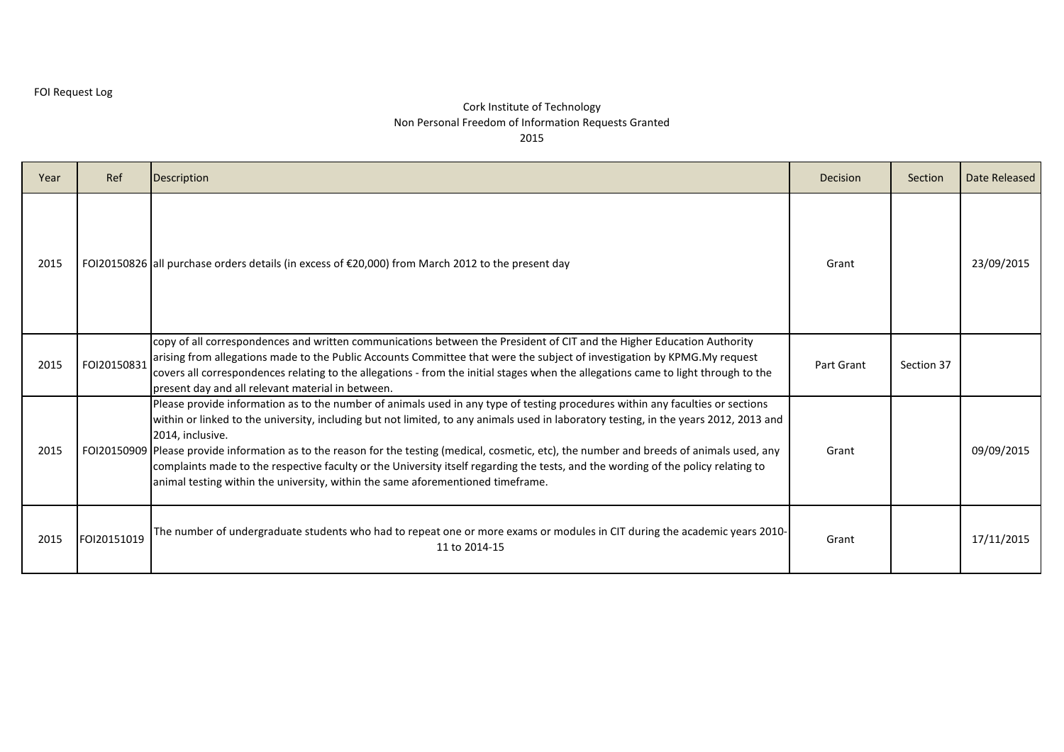FOI Request Log

Cork Institute of Technology
Non Personal Freedom of Information Requests Granted
2015

| Year | Ref | Description | Decision | Section | Date Released |
|---|---|---|---|---|---|
| 2015 | FOI20150826 | all purchase orders details (in excess of €20,000) from March 2012 to the present day | Grant | | 23/09/2015 |
| 2015 | FOI20150831 | copy of all correspondences and written communications between the President of CIT and the Higher Education Authority arising from allegations made to the Public Accounts Committee that were the subject of investigation by KPMG.My request covers all correspondences relating to the allegations - from the initial stages when the allegations came to light through to the present day and all relevant material in between. | Part Grant | Section 37 | |
| 2015 | FOI20150909 | Please provide information as to the number of animals used in any type of testing procedures within any faculties or sections within or linked to the university, including but not limited, to any animals used in laboratory testing, in the years 2012, 2013 and 2014, inclusive. Please provide information as to the reason for the testing (medical, cosmetic, etc), the number and breeds of animals used, any complaints made to the respective faculty or the University itself regarding the tests, and the wording of the policy relating to animal testing within the university, within the same aforementioned timeframe. | Grant | | 09/09/2015 |
| 2015 | FOI20151019 | The number of undergraduate students who had to repeat one or more exams or modules in CIT during the academic years 2010-11 to 2014-15 | Grant | | 17/11/2015 |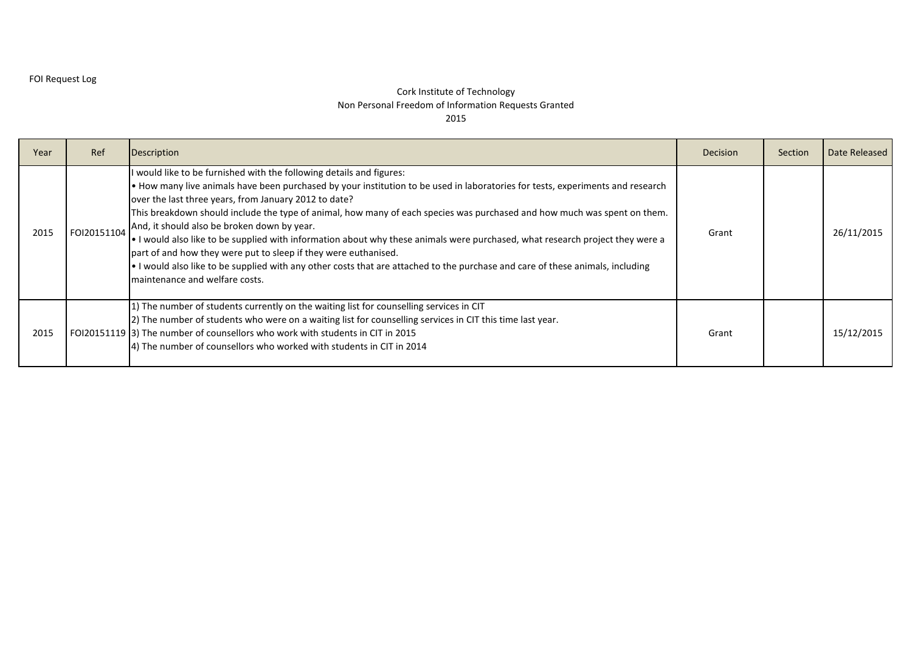FOI Request Log

Cork Institute of Technology
Non Personal Freedom of Information Requests Granted
2015

| Year | Ref | Description | Decision | Section | Date Released |
|---|---|---|---|---|---|
| 2015 | FOI20151104 | I would like to be furnished with the following details and figures:<br>• How many live animals have been purchased by your institution to be used in laboratories for tests, experiments and research over the last three years, from January 2012 to date?<br>This breakdown should include the type of animal, how many of each species was purchased and how much was spent on them. And, it should also be broken down by year.<br>• I would also like to be supplied with information about why these animals were purchased, what research project they were a part of and how they were put to sleep if they were euthanised.<br>• I would also like to be supplied with any other costs that are attached to the purchase and care of these animals, including maintenance and welfare costs. | Grant | | 26/11/2015 |
| 2015 | FOI20151119 | 1) The number of students currently on the waiting list for counselling services in CIT<br>2) The number of students who were on a waiting list for counselling services in CIT this time last year.<br>3) The number of counsellors who work with students in CIT in 2015<br>4) The number of counsellors who worked with students in CIT in 2014 | Grant | | 15/12/2015 |